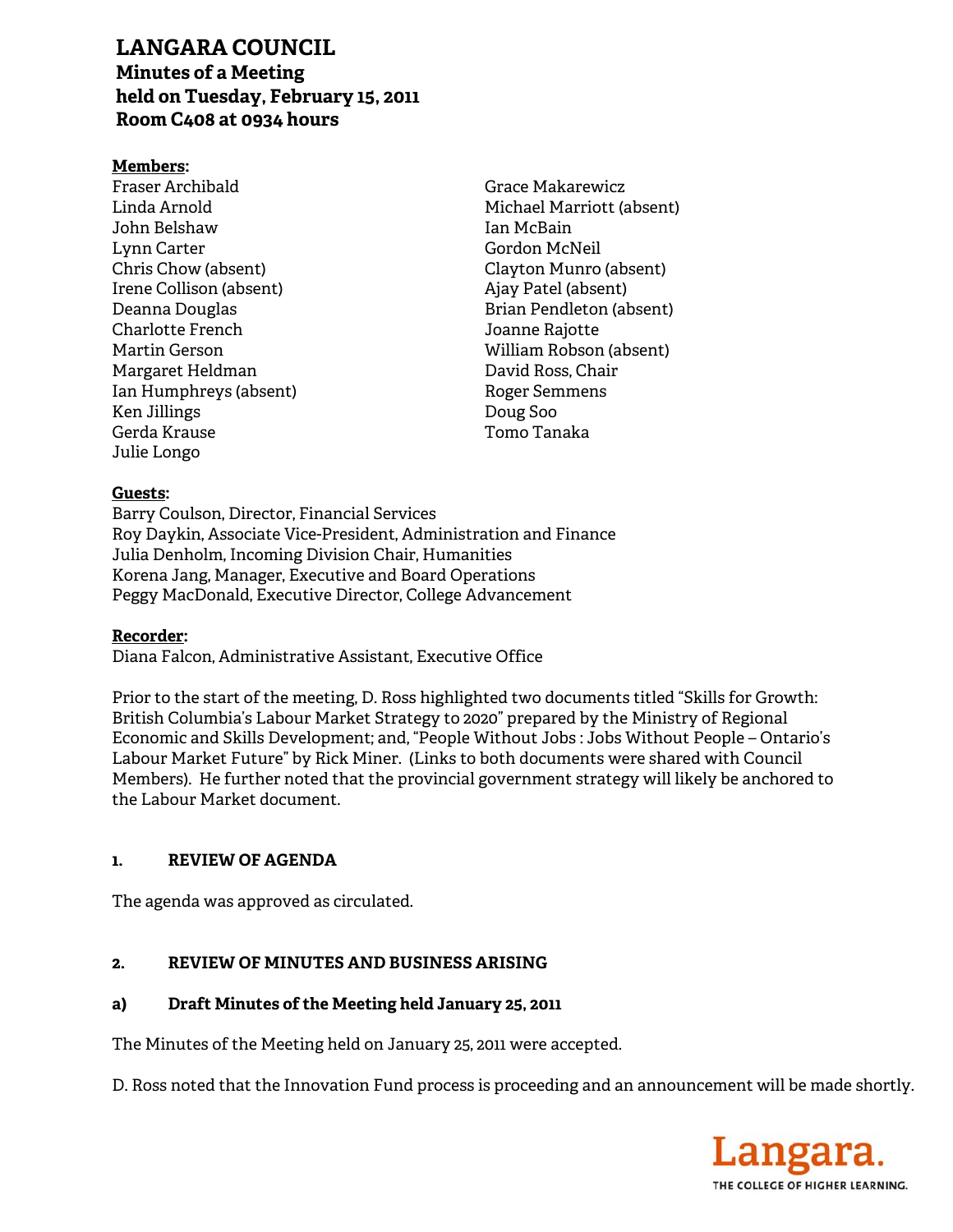# LANGARA COUNCIL

**Minutes of a Meeting**
**held on Tuesday, February 15, 2011**
**Room C408 at 0934 hours**

**Members:**

Fraser Archibald
Linda Arnold
John Belshaw
Lynn Carter
Chris Chow (absent)
Irene Collison (absent)
Deanna Douglas
Charlotte French
Martin Gerson
Margaret Heldman
Ian Humphreys (absent)
Ken Jillings
Gerda Krause
Julie Longo
Grace Makarewicz
Michael Marriott (absent)
Ian McBain
Gordon McNeil
Clayton Munro (absent)
Ajay Patel (absent)
Brian Pendleton (absent)
Joanne Rajotte
William Robson (absent)
David Ross, Chair
Roger Semmens
Doug Soo
Tomo Tanaka

**Guests:**

Barry Coulson, Director, Financial Services
Roy Daykin, Associate Vice-President, Administration and Finance
Julia Denholm, Incoming Division Chair, Humanities
Korena Jang, Manager, Executive and Board Operations
Peggy MacDonald, Executive Director, College Advancement

**Recorder:**

Diana Falcon, Administrative Assistant, Executive Office

Prior to the start of the meeting, D. Ross highlighted two documents titled "Skills for Growth: British Columbia's Labour Market Strategy to 2020" prepared by the Ministry of Regional Economic and Skills Development; and, "People Without Jobs : Jobs Without People – Ontario's Labour Market Future" by Rick Miner. (Links to both documents were shared with Council Members). He further noted that the provincial government strategy will likely be anchored to the Labour Market document.

## 1. REVIEW OF AGENDA

The agenda was approved as circulated.

## 2. REVIEW OF MINUTES AND BUSINESS ARISING

### a) Draft Minutes of the Meeting held January 25, 2011

The Minutes of the Meeting held on January 25, 2011 were accepted.

D. Ross noted that the Innovation Fund process is proceeding and an announcement will be made shortly.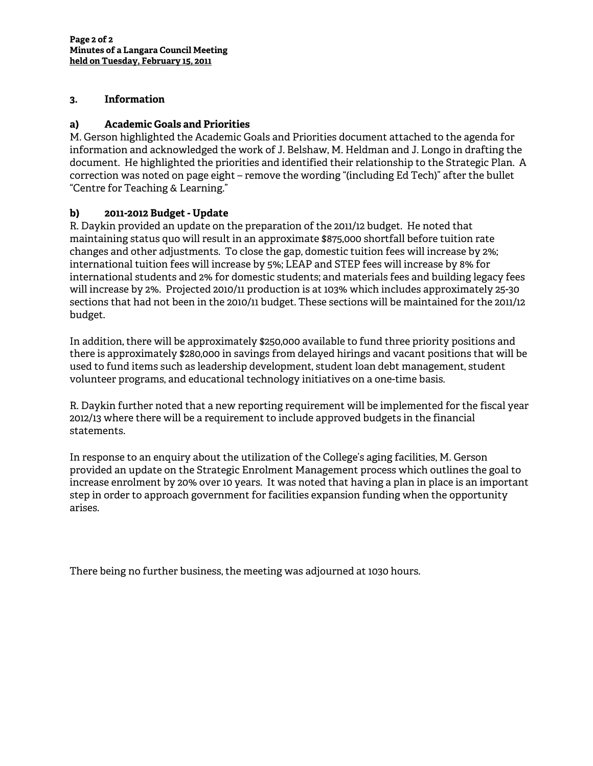## 3. Information

### a) Academic Goals and Priorities

M. Gerson highlighted the Academic Goals and Priorities document attached to the agenda for information and acknowledged the work of J. Belshaw, M. Heldman and J. Longo in drafting the document. He highlighted the priorities and identified their relationship to the Strategic Plan. A correction was noted on page eight – remove the wording "(including Ed Tech)" after the bullet "Centre for Teaching & Learning."

### b) 2011-2012 Budget - Update

R. Daykin provided an update on the preparation of the 2011/12 budget. He noted that maintaining status quo will result in an approximate $875,000 shortfall before tuition rate changes and other adjustments. To close the gap, domestic tuition fees will increase by 2%; international tuition fees will increase by 5%; LEAP and STEP fees will increase by 8% for international students and 2% for domestic students; and materials fees and building legacy fees will increase by 2%. Projected 2010/11 production is at 103% which includes approximately 25-30 sections that had not been in the 2010/11 budget. These sections will be maintained for the 2011/12 budget.

In addition, there will be approximately $250,000 available to fund three priority positions and there is approximately $280,000 in savings from delayed hirings and vacant positions that will be used to fund items such as leadership development, student loan debt management, student volunteer programs, and educational technology initiatives on a one-time basis.

R. Daykin further noted that a new reporting requirement will be implemented for the fiscal year 2012/13 where there will be a requirement to include approved budgets in the financial statements.

In response to an enquiry about the utilization of the College's aging facilities, M. Gerson provided an update on the Strategic Enrolment Management process which outlines the goal to increase enrolment by 20% over 10 years. It was noted that having a plan in place is an important step in order to approach government for facilities expansion funding when the opportunity arises.

There being no further business, the meeting was adjourned at 1030 hours.